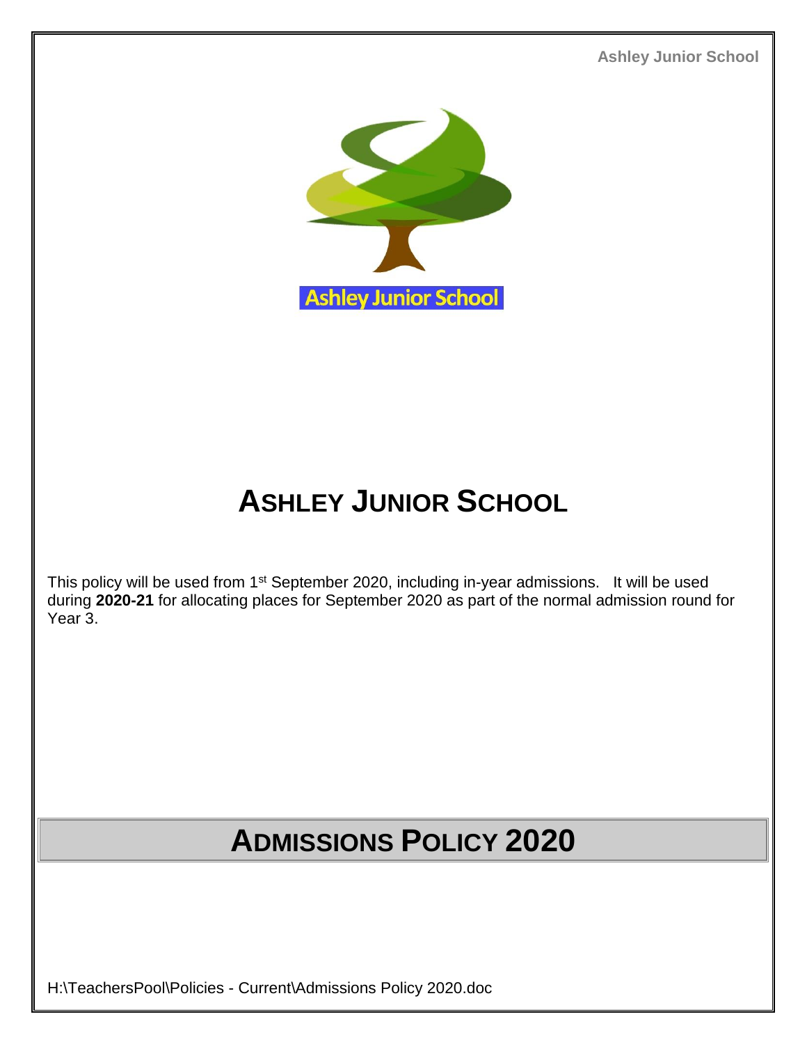# ASHLEY JUNIOR SCHOOL

This policy will be used from 1st September 2020, including in-year admissions. It will be used during **2020-21** for allocating places for September 2020 as part of the normal admission round for Year 3.

# ADMISSIONS POLICY 2020

H:\TeachersPool\Policies - Current\Admissions Policy 2020.doc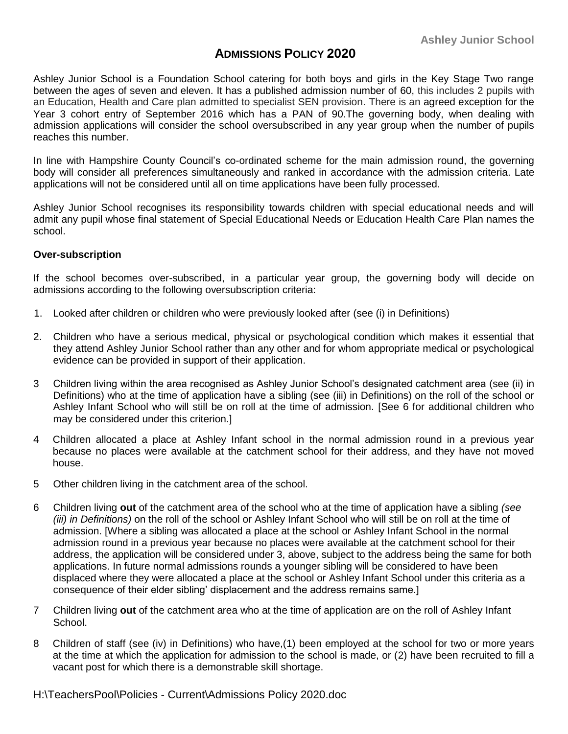Ashley Junior School

# ADMISSIONS POLICY 2020

Ashley Junior School is a Foundation School catering for both boys and girls in the Key Stage Two range between the ages of seven and eleven. It has a published admission number of 60, this includes 2 pupils with an Education, Health and Care plan admitted to specialist SEN provision. There is an agreed exception for the Year 3 cohort entry of September 2016 which has a PAN of 90.The governing body, when dealing with admission applications will consider the school oversubscribed in any year group when the number of pupils reaches this number.

In line with Hampshire County Council's co-ordinated scheme for the main admission round, the governing body will consider all preferences simultaneously and ranked in accordance with the admission criteria. Late applications will not be considered until all on time applications have been fully processed.

Ashley Junior School recognises its responsibility towards children with special educational needs and will admit any pupil whose final statement of Special Educational Needs or Education Health Care Plan names the school.

**Over-subscription**

If the school becomes over-subscribed, in a particular year group, the governing body will decide on admissions according to the following oversubscription criteria:

1. Looked after children or children who were previously looked after (see (i) in Definitions)

2. Children who have a serious medical, physical or psychological condition which makes it essential that they attend Ashley Junior School rather than any other and for whom appropriate medical or psychological evidence can be provided in support of their application.

3. Children living within the area recognised as Ashley Junior School's designated catchment area (see (ii) in Definitions) who at the time of application have a sibling (see (iii) in Definitions) on the roll of the school or Ashley Infant School who will still be on roll at the time of admission. [See 6 for additional children who may be considered under this criterion.]

4. Children allocated a place at Ashley Infant school in the normal admission round in a previous year because no places were available at the catchment school for their address, and they have not moved house.

5. Other children living in the catchment area of the school.

6. Children living **out** of the catchment area of the school who at the time of application have a sibling *(see (iii) in Definitions)* on the roll of the school or Ashley Infant School who will still be on roll at the time of admission. [Where a sibling was allocated a place at the school or Ashley Infant School in the normal admission round in a previous year because no places were available at the catchment school for their address, the application will be considered under 3, above, subject to the address being the same for both applications. In future normal admissions rounds a younger sibling will be considered to have been displaced where they were allocated a place at the school or Ashley Infant School under this criteria as a consequence of their elder sibling' displacement and the address remains same.]

7. Children living **out** of the catchment area who at the time of application are on the roll of Ashley Infant School.

8. Children of staff (see (iv) in Definitions) who have,(1) been employed at the school for two or more years at the time at which the application for admission to the school is made, or (2) have been recruited to fill a vacant post for which there is a demonstrable skill shortage.

H:\TeachersPool\Policies - Current\Admissions Policy 2020.doc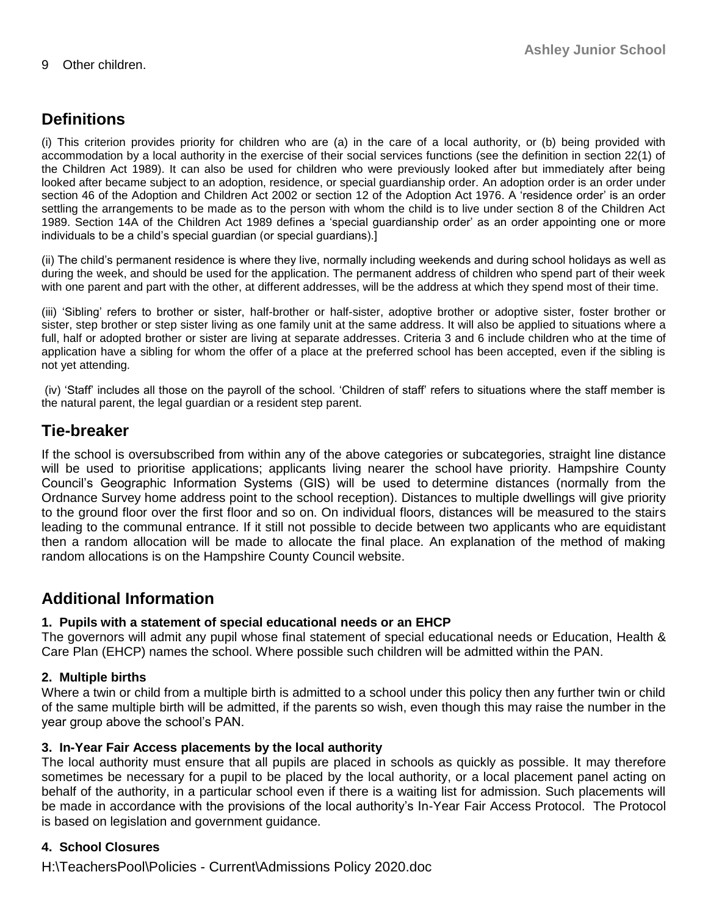9 Other children.

## Definitions

(i) This criterion provides priority for children who are (a) in the care of a local authority, or (b) being provided with accommodation by a local authority in the exercise of their social services functions (see the definition in section 22(1) of the Children Act 1989). It can also be used for children who were previously looked after but immediately after being looked after became subject to an adoption, residence, or special guardianship order. An adoption order is an order under section 46 of the Adoption and Children Act 2002 or section 12 of the Adoption Act 1976. A 'residence order' is an order settling the arrangements to be made as to the person with whom the child is to live under section 8 of the Children Act 1989. Section 14A of the Children Act 1989 defines a 'special guardianship order' as an order appointing one or more individuals to be a child's special guardian (or special guardians).]

(ii) The child's permanent residence is where they live, normally including weekends and during school holidays as well as during the week, and should be used for the application. The permanent address of children who spend part of their week with one parent and part with the other, at different addresses, will be the address at which they spend most of their time.

(iii) 'Sibling' refers to brother or sister, half-brother or half-sister, adoptive brother or adoptive sister, foster brother or sister, step brother or step sister living as one family unit at the same address. It will also be applied to situations where a full, half or adopted brother or sister are living at separate addresses. Criteria 3 and 6 include children who at the time of application have a sibling for whom the offer of a place at the preferred school has been accepted, even if the sibling is not yet attending.

(iv) 'Staff' includes all those on the payroll of the school. 'Children of staff' refers to situations where the staff member is the natural parent, the legal guardian or a resident step parent.

## Tie-breaker

If the school is oversubscribed from within any of the above categories or subcategories, straight line distance will be used to prioritise applications; applicants living nearer the school have priority. Hampshire County Council's Geographic Information Systems (GIS) will be used to determine distances (normally from the Ordnance Survey home address point to the school reception). Distances to multiple dwellings will give priority to the ground floor over the first floor and so on. On individual floors, distances will be measured to the stairs leading to the communal entrance. If it still not possible to decide between two applicants who are equidistant then a random allocation will be made to allocate the final place. An explanation of the method of making random allocations is on the Hampshire County Council website.

## Additional Information

**1. Pupils with a statement of special educational needs or an EHCP**

The governors will admit any pupil whose final statement of special educational needs or Education, Health & Care Plan (EHCP) names the school. Where possible such children will be admitted within the PAN.

**2. Multiple births**

Where a twin or child from a multiple birth is admitted to a school under this policy then any further twin or child of the same multiple birth will be admitted, if the parents so wish, even though this may raise the number in the year group above the school's PAN.

**3. In-Year Fair Access placements by the local authority**

The local authority must ensure that all pupils are placed in schools as quickly as possible. It may therefore sometimes be necessary for a pupil to be placed by the local authority, or a local placement panel acting on behalf of the authority, in a particular school even if there is a waiting list for admission. Such placements will be made in accordance with the provisions of the local authority's In-Year Fair Access Protocol. The Protocol is based on legislation and government guidance.

**4. School Closures**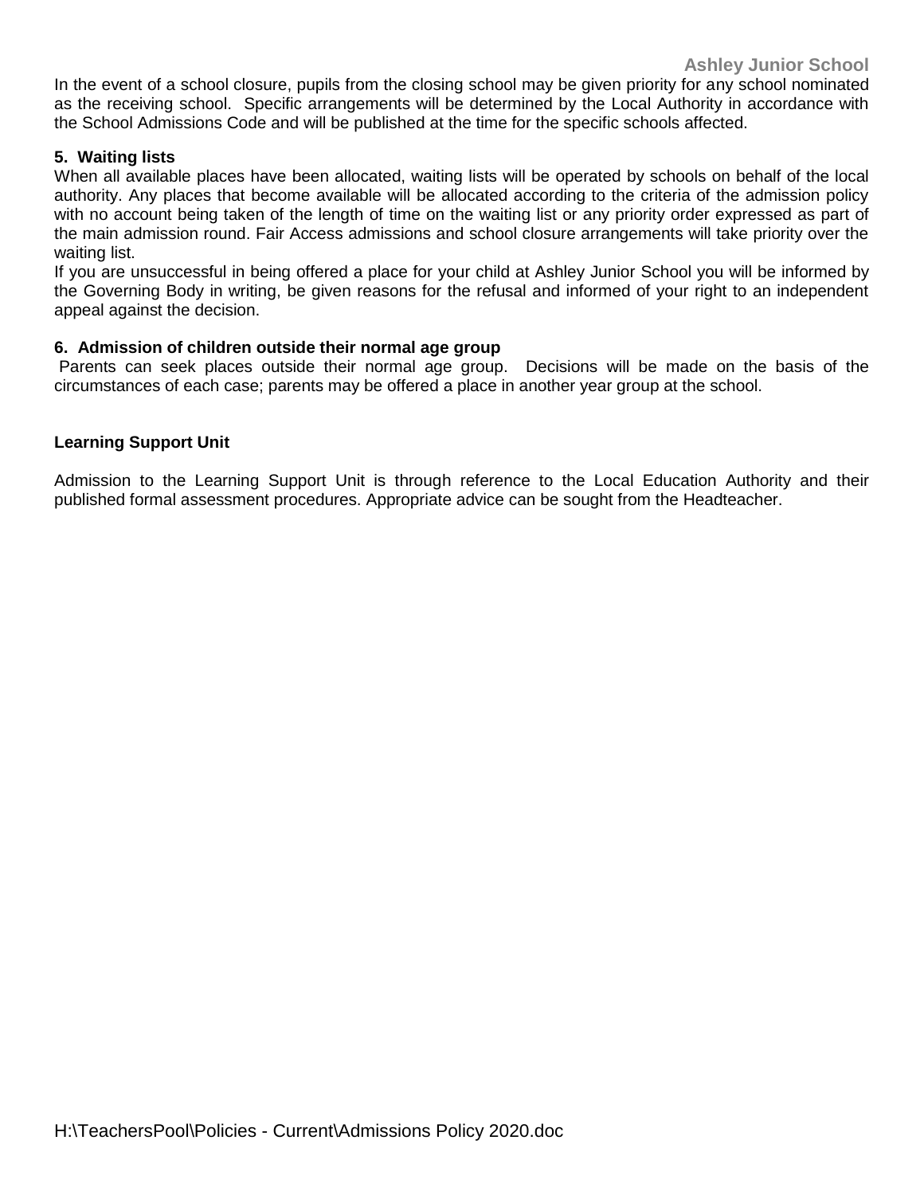In the event of a school closure, pupils from the closing school may be given priority for any school nominated as the receiving school. Specific arrangements will be determined by the Local Authority in accordance with the School Admissions Code and will be published at the time for the specific schools affected.

**5. Waiting lists**

When all available places have been allocated, waiting lists will be operated by schools on behalf of the local authority. Any places that become available will be allocated according to the criteria of the admission policy with no account being taken of the length of time on the waiting list or any priority order expressed as part of the main admission round. Fair Access admissions and school closure arrangements will take priority over the waiting list.

If you are unsuccessful in being offered a place for your child at Ashley Junior School you will be informed by the Governing Body in writing, be given reasons for the refusal and informed of your right to an independent appeal against the decision.

**6. Admission of children outside their normal age group**

Parents can seek places outside their normal age group. Decisions will be made on the basis of the circumstances of each case; parents may be offered a place in another year group at the school.

**Learning Support Unit**

Admission to the Learning Support Unit is through reference to the Local Education Authority and their published formal assessment procedures. Appropriate advice can be sought from the Headteacher.